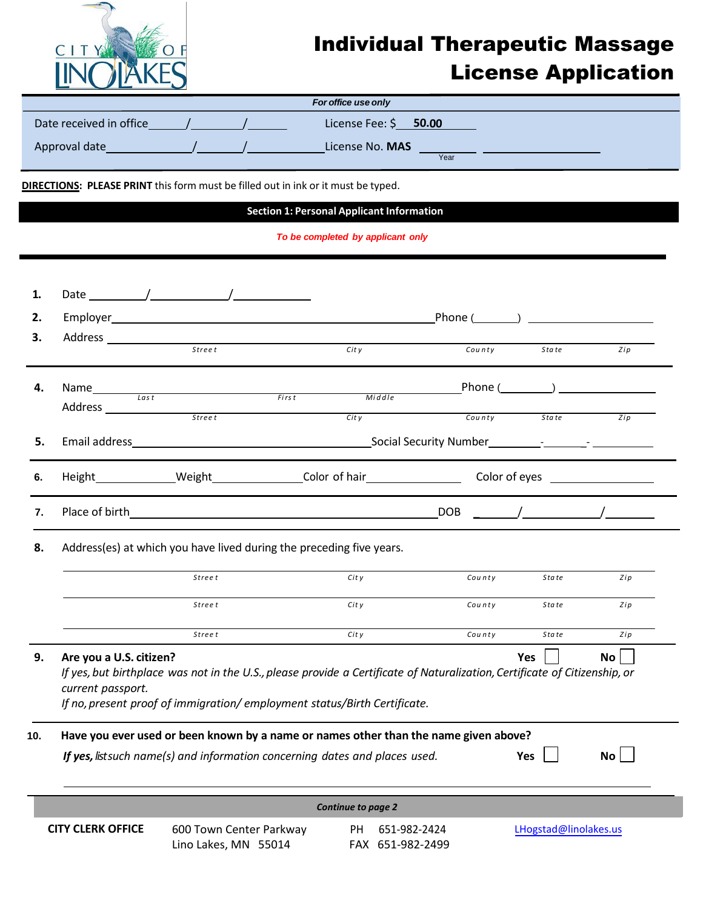# Individual Therapeutic Massage License Application

CITY OF LINO LAKES

***For office use only***

Date received in office ______/________/______  License Fee: $ **50.00**

Approval date ____________/_______/___________ License No. **MAS** ________ ________________
Year

**DIRECTIONS: PLEASE PRINT** this form must be filled out in ink or it must be typed.

## Section 1: Personal Applicant Information

*To be completed by applicant only*

**1.** Date ________/__________/__________

**2.** Employer ____________________________________________ Phone (______) _______________

**3.** Address ______________________________________________________________________
Street / City / County / State / Zip

**4.** Name ____________________________________________ Phone (________) _______________
Last / First / Middle

Address ______________________________________________________________________
Street / City / County / State / Zip

**5.** Email address ________________________________ Social Security Number ________-_______-__________

**6.** Height ____________ Weight ______________ Color of hair ______________ Color of eyes ______________

**7.** Place of birth ________________________________________ DOB ______/__________/________

**8.** Address(es) at which you have lived during the preceding five years.

______________________________________________________________________
Street / City / County / State / Zip

______________________________________________________________________
Street / City / County / State / Zip

______________________________________________________________________
Street / City / County / State / Zip

**9. Are you a U.S. citizen?** **Yes** ☐ **No** ☐

*If yes, but birthplace was not in the U.S., please provide a Certificate of Naturalization, Certificate of Citizenship, or current passport.*

*If no, present proof of immigration/ employment status/Birth Certificate.*

**10. Have you ever used or been known by a name or names other than the name given above?**

***If yes,*** *list such name(s) and information concerning dates and places used.* **Yes** ☐ **No** ☐

______________________________________________________________________

***Continue to page 2***

**CITY CLERK OFFICE** 600 Town Center Parkway, Lino Lakes, MN 55014 PH 651-982-2424 FAX 651-982-2499 LHogstad@linolakes.us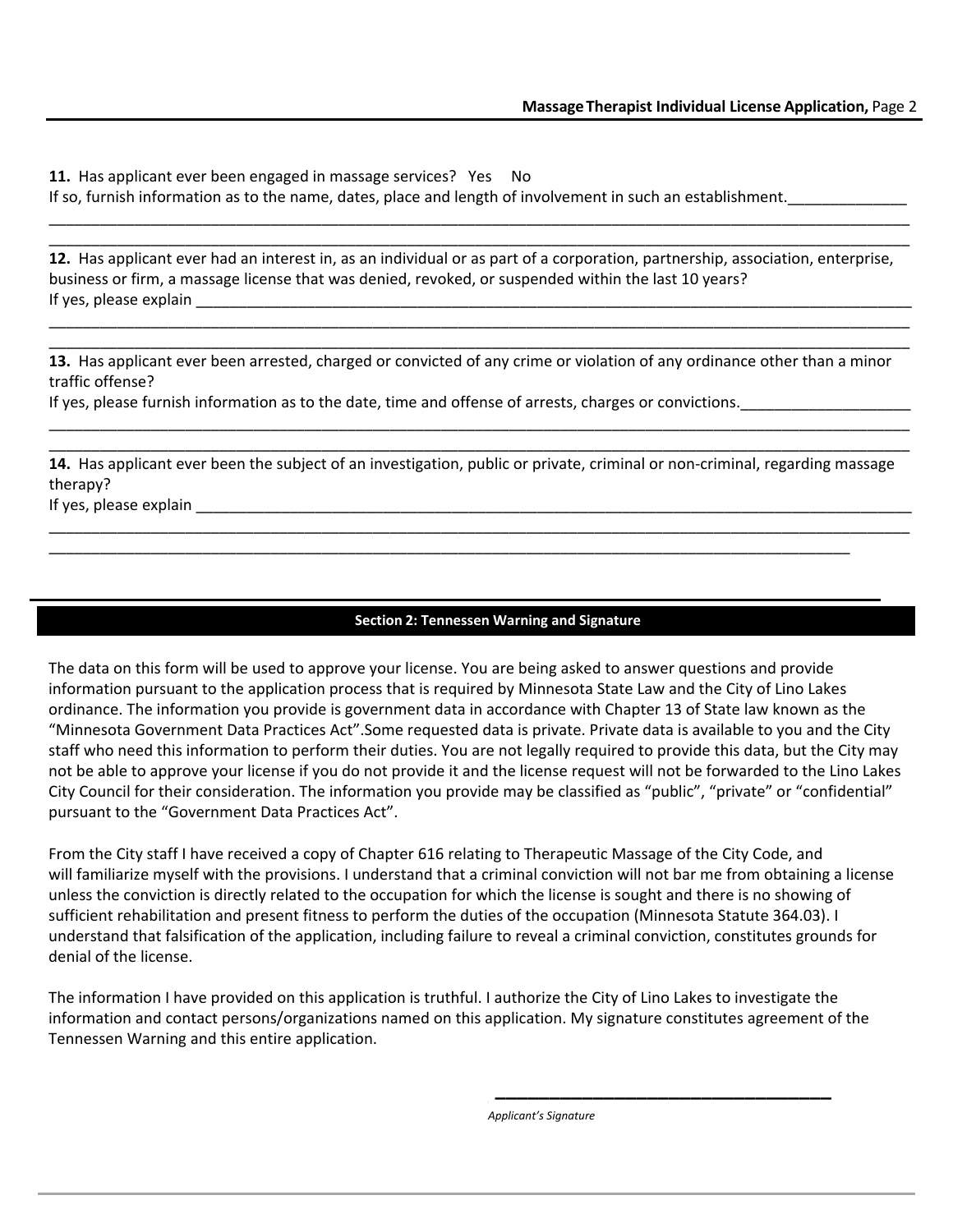**11.** Has applicant ever been engaged in massage services? Yes No

If so, furnish information as to the name, dates, place and length of involvement in such an establishment.______________

_______________________________________________________________________________________________________

_______________________________________________________________________________________________________

**12.** Has applicant ever had an interest in, as an individual or as part of a corporation, partnership, association, enterprise, business or firm, a massage license that was denied, revoked, or suspended within the last 10 years?

If yes, please explain _____________________________________________________________________________________

_______________________________________________________________________________________________________

_______________________________________________________________________________________________________

**13.** Has applicant ever been arrested, charged or convicted of any crime or violation of any ordinance other than a minor traffic offense?

If yes, please furnish information as to the date, time and offense of arrests, charges or convictions.____________________

_______________________________________________________________________________________________________

_______________________________________________________________________________________________________

**14.** Has applicant ever been the subject of an investigation, public or private, criminal or non-criminal, regarding massage therapy?

If yes, please explain _____________________________________________________________________________________

_______________________________________________________________________________________________________

_______________________________________________________________________________________________

## Section 2: Tennessen Warning and Signature

The data on this form will be used to approve your license. You are being asked to answer questions and provide information pursuant to the application process that is required by Minnesota State Law and the City of Lino Lakes ordinance. The information you provide is government data in accordance with Chapter 13 of State law known as the "Minnesota Government Data Practices Act".Some requested data is private. Private data is available to you and the City staff who need this information to perform their duties. You are not legally required to provide this data, but the City may not be able to approve your license if you do not provide it and the license request will not be forwarded to the Lino Lakes City Council for their consideration. The information you provide may be classified as "public", "private" or "confidential" pursuant to the "Government Data Practices Act".

From the City staff I have received a copy of Chapter 616 relating to Therapeutic Massage of the City Code, and will familiarize myself with the provisions. I understand that a criminal conviction will not bar me from obtaining a license unless the conviction is directly related to the occupation for which the license is sought and there is no showing of sufficient rehabilitation and present fitness to perform the duties of the occupation (Minnesota Statute 364.03). I understand that falsification of the application, including failure to reveal a criminal conviction, constitutes grounds for denial of the license.

The information I have provided on this application is truthful. I authorize the City of Lino Lakes to investigate the information and contact persons/organizations named on this application. My signature constitutes agreement of the Tennessen Warning and this entire application.

________________________________

*Applicant's Signature*